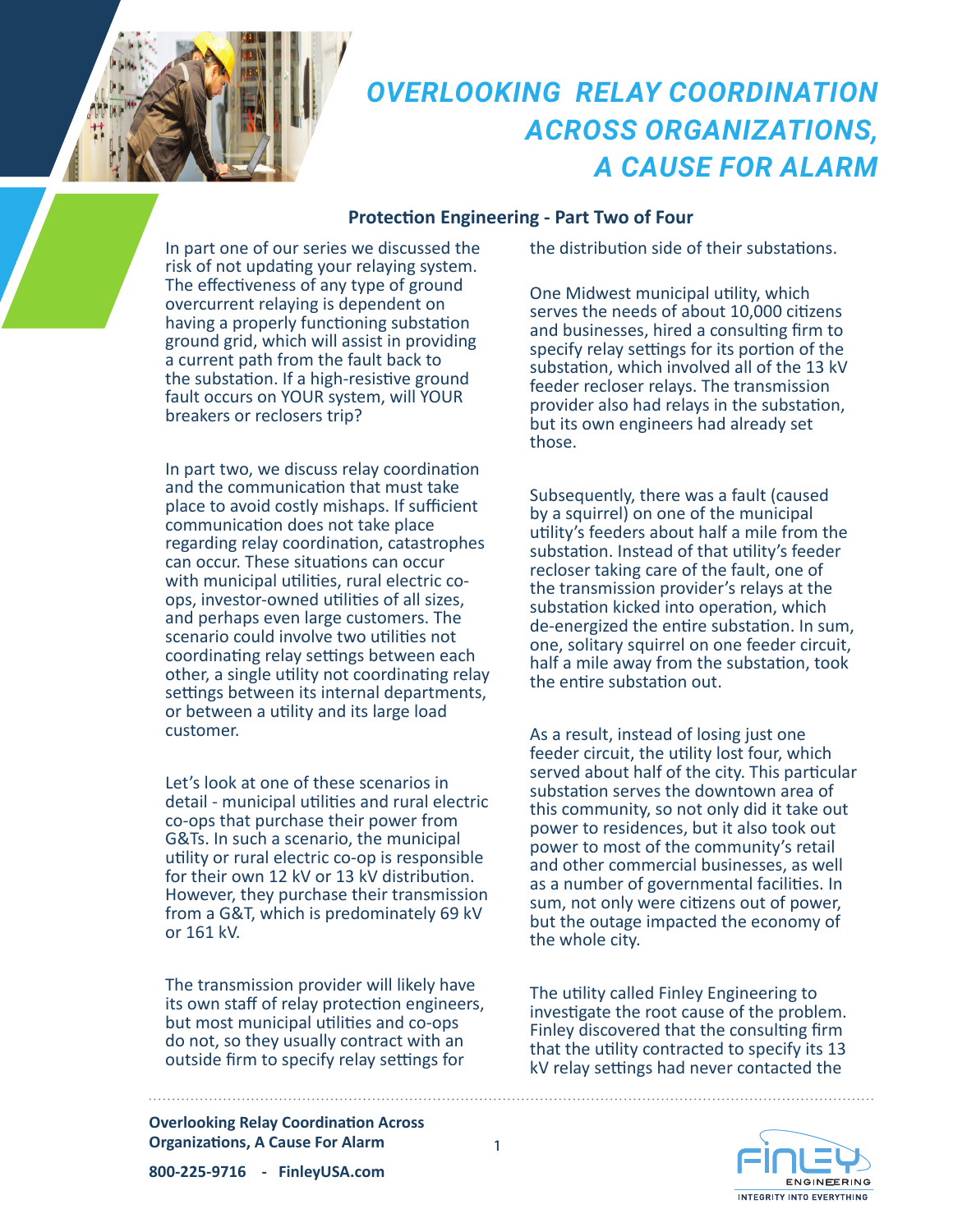# OVERLOOKING RELAY COORDINATION ACROSS ORGANIZATIONS, A CAUSE FOR ALARM

**Protection Engineering - Part Two of Four**

In part one of our series we discussed the risk of not updating your relaying system. The effectiveness of any type of ground overcurrent relaying is dependent on having a properly functioning substation ground grid, which will assist in providing a current path from the fault back to the substation. If a high-resistive ground fault occurs on YOUR system, will YOUR breakers or reclosers trip?

In part two, we discuss relay coordination and the communication that must take place to avoid costly mishaps. If sufficient communication does not take place regarding relay coordination, catastrophes can occur. These situations can occur with municipal utilities, rural electric co-ops, investor-owned utilities of all sizes, and perhaps even large customers. The scenario could involve two utilities not coordinating relay settings between each other, a single utility not coordinating relay settings between its internal departments, or between a utility and its large load customer.

Let's look at one of these scenarios in detail - municipal utilities and rural electric co-ops that purchase their power from G&Ts. In such a scenario, the municipal utility or rural electric co-op is responsible for their own 12 kV or 13 kV distribution. However, they purchase their transmission from a G&T, which is predominately 69 kV or 161 kV.

The transmission provider will likely have its own staff of relay protection engineers, but most municipal utilities and co-ops do not, so they usually contract with an outside firm to specify relay settings for the distribution side of their substations.

One Midwest municipal utility, which serves the needs of about 10,000 citizens and businesses, hired a consulting firm to specify relay settings for its portion of the substation, which involved all of the 13 kV feeder recloser relays. The transmission provider also had relays in the substation, but its own engineers had already set those.

Subsequently, there was a fault (caused by a squirrel) on one of the municipal utility's feeders about half a mile from the substation. Instead of that utility's feeder recloser taking care of the fault, one of the transmission provider's relays at the substation kicked into operation, which de-energized the entire substation. In sum, one, solitary squirrel on one feeder circuit, half a mile away from the substation, took the entire substation out.

As a result, instead of losing just one feeder circuit, the utility lost four, which served about half of the city. This particular substation serves the downtown area of this community, so not only did it take out power to residences, but it also took out power to most of the community's retail and other commercial businesses, as well as a number of governmental facilities. In sum, not only were citizens out of power, but the outage impacted the economy of the whole city.

The utility called Finley Engineering to investigate the root cause of the problem. Finley discovered that the consulting firm that the utility contracted to specify its 13 kV relay settings had never contacted the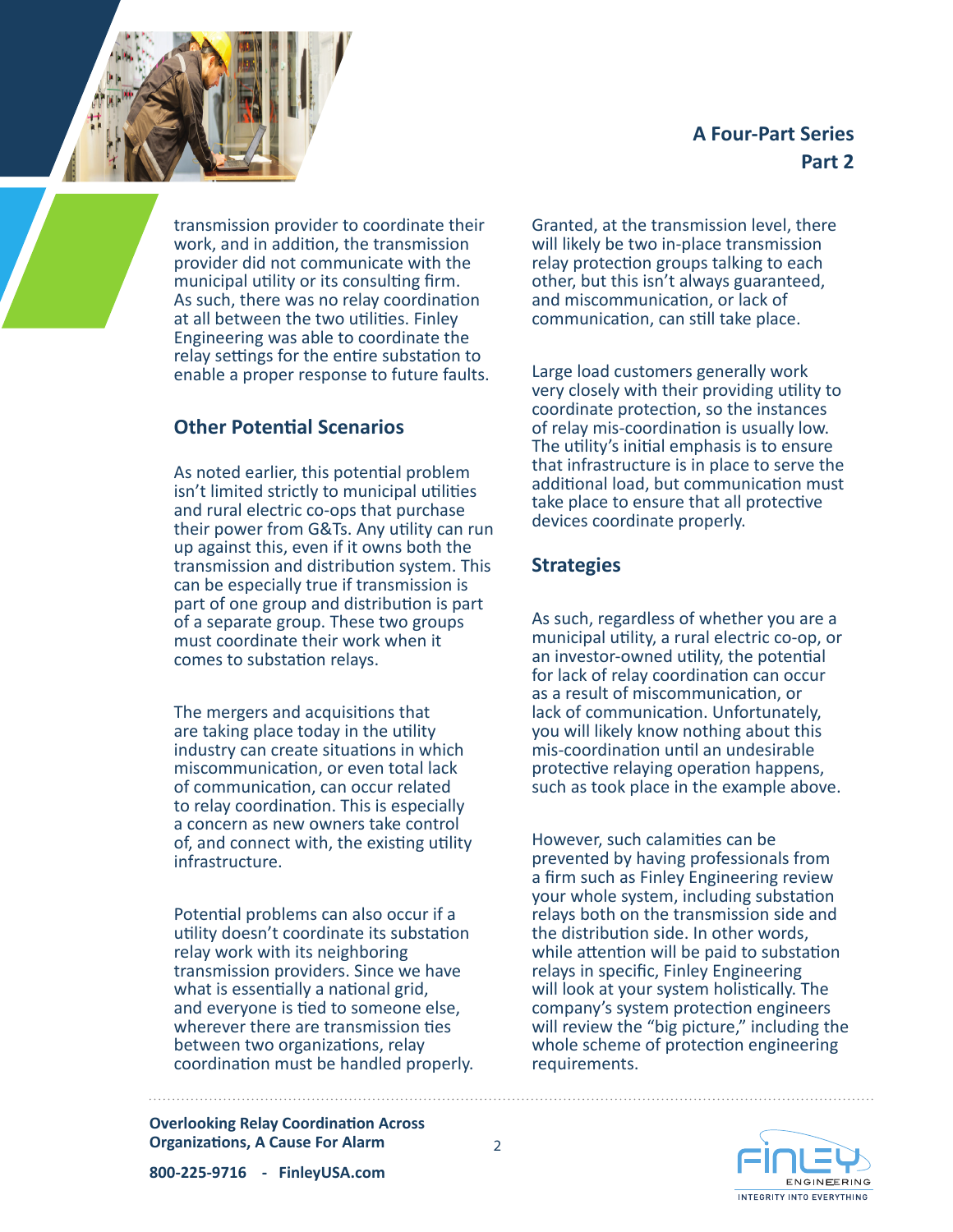transmission provider to coordinate their work, and in addition, the transmission provider did not communicate with the municipal utility or its consulting firm. As such, there was no relay coordination at all between the two utilities. Finley Engineering was able to coordinate the relay settings for the entire substation to enable a proper response to future faults.

## Other Potential Scenarios

As noted earlier, this potential problem isn't limited strictly to municipal utilities and rural electric co-ops that purchase their power from G&Ts. Any utility can run up against this, even if it owns both the transmission and distribution system. This can be especially true if transmission is part of one group and distribution is part of a separate group. These two groups must coordinate their work when it comes to substation relays.

The mergers and acquisitions that are taking place today in the utility industry can create situations in which miscommunication, or even total lack of communication, can occur related to relay coordination. This is especially a concern as new owners take control of, and connect with, the existing utility infrastructure.

Potential problems can also occur if a utility doesn't coordinate its substation relay work with its neighboring transmission providers. Since we have what is essentially a national grid, and everyone is tied to someone else, wherever there are transmission ties between two organizations, relay coordination must be handled properly.

Granted, at the transmission level, there will likely be two in-place transmission relay protection groups talking to each other, but this isn't always guaranteed, and miscommunication, or lack of communication, can still take place.

Large load customers generally work very closely with their providing utility to coordinate protection, so the instances of relay mis-coordination is usually low. The utility's initial emphasis is to ensure that infrastructure is in place to serve the additional load, but communication must take place to ensure that all protective devices coordinate properly.

## Strategies

As such, regardless of whether you are a municipal utility, a rural electric co-op, or an investor-owned utility, the potential for lack of relay coordination can occur as a result of miscommunication, or lack of communication. Unfortunately, you will likely know nothing about this mis-coordination until an undesirable protective relaying operation happens, such as took place in the example above.

However, such calamities can be prevented by having professionals from a firm such as Finley Engineering review your whole system, including substation relays both on the transmission side and the distribution side. In other words, while attention will be paid to substation relays in specific, Finley Engineering will look at your system holistically. The company's system protection engineers will review the "big picture," including the whole scheme of protection engineering requirements.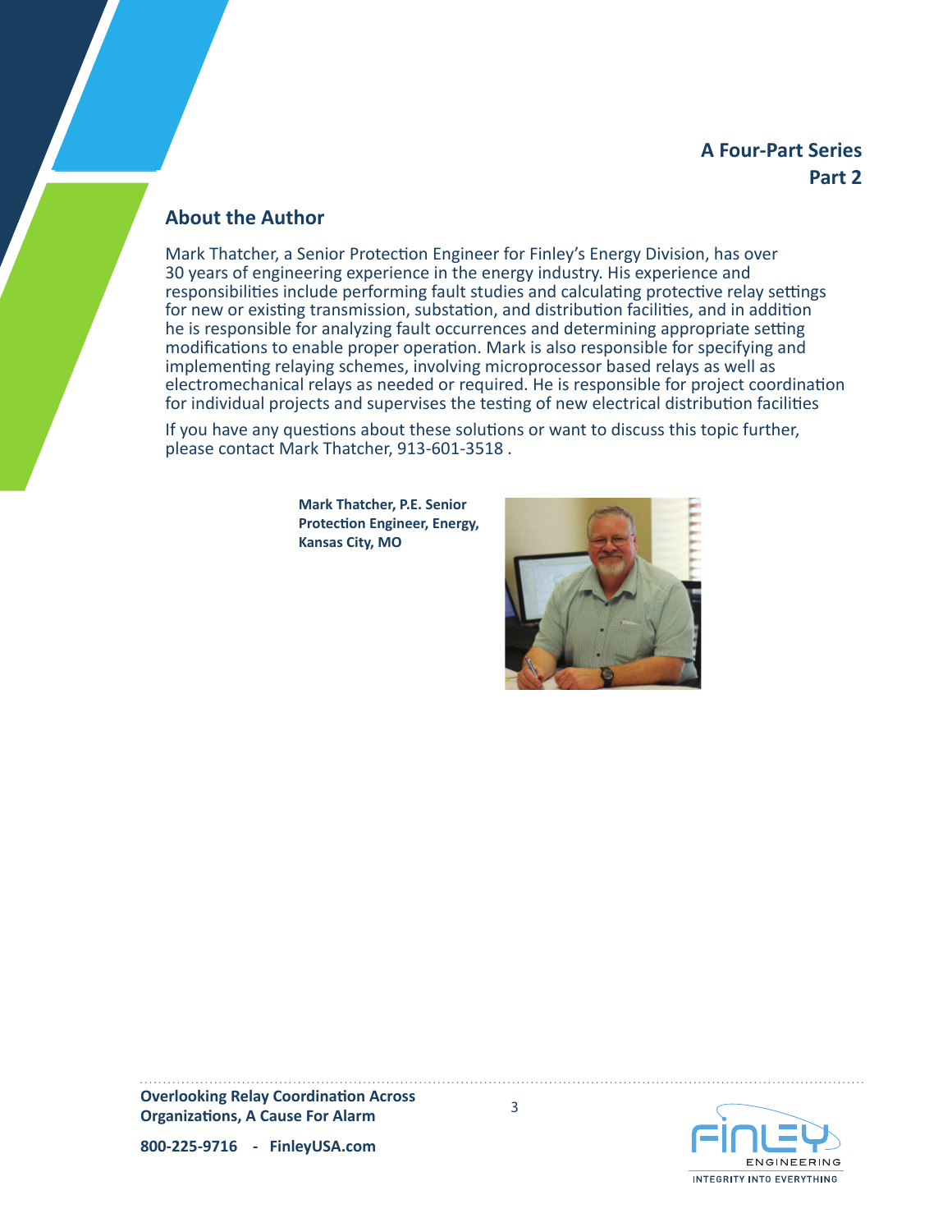A Four-Part Series
Part 2

## About the Author

Mark Thatcher, a Senior Protection Engineer for Finley's Energy Division, has over 30 years of engineering experience in the energy industry. His experience and responsibilities include performing fault studies and calculating protective relay settings for new or existing transmission, substation, and distribution facilities, and in addition he is responsible for analyzing fault occurrences and determining appropriate setting modifications to enable proper operation. Mark is also responsible for specifying and implementing relaying schemes, involving microprocessor based relays as well as electromechanical relays as needed or required. He is responsible for project coordination for individual projects and supervises the testing of new electrical distribution facilities

If you have any questions about these solutions or want to discuss this topic further, please contact Mark Thatcher, 913-601-3518 .

**Mark Thatcher, P.E. Senior Protection Engineer, Energy, Kansas City, MO**